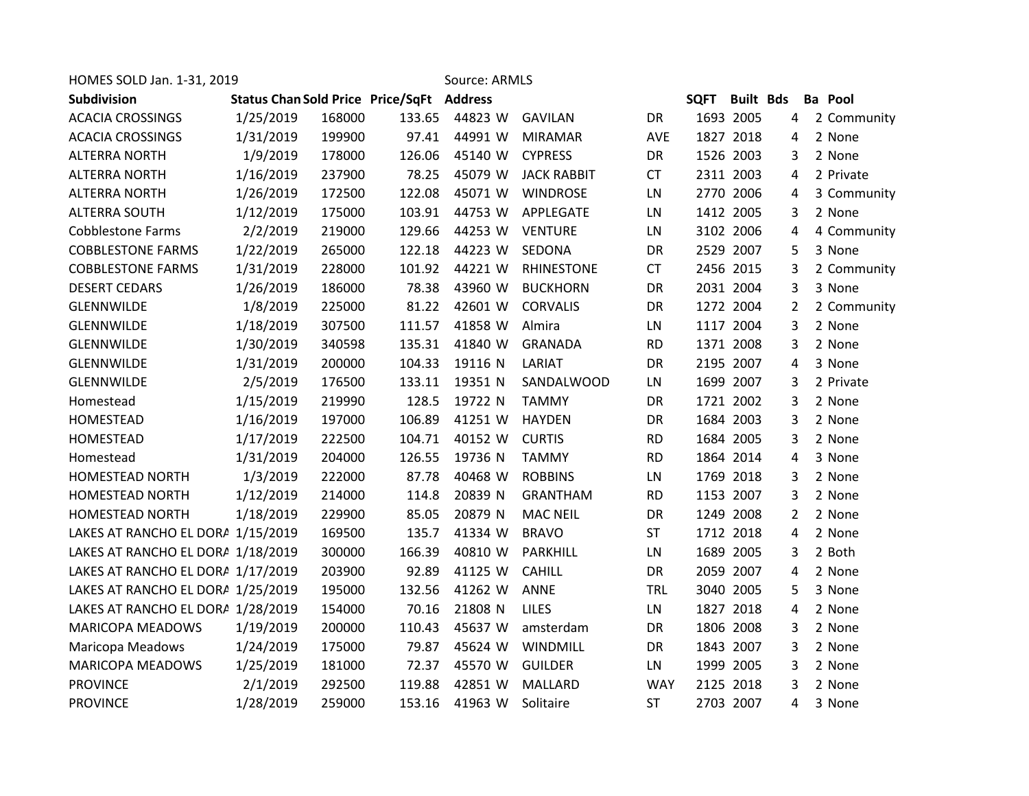HOMES SOLD Jan. 1-31, 2019 Source: ARMLS

| Subdivision | Status Chan | Sold Price | Price/SqFt | Address | | | | SQFT | Built | Bds | Ba | Pool |
|---|---|---|---|---|---|---|---|---|---|---|---|---|
| ACACIA CROSSINGS | 1/25/2019 | 168000 | 133.65 | 44823 | W | GAVILAN | DR | 1693 | 2005 | 4 | 2 | Community |
| ACACIA CROSSINGS | 1/31/2019 | 199900 | 97.41 | 44991 | W | MIRAMAR | AVE | 1827 | 2018 | 4 | 2 | None |
| ALTERRA NORTH | 1/9/2019 | 178000 | 126.06 | 45140 | W | CYPRESS | DR | 1526 | 2003 | 3 | 2 | None |
| ALTERRA NORTH | 1/16/2019 | 237900 | 78.25 | 45079 | W | JACK RABBIT | CT | 2311 | 2003 | 4 | 2 | Private |
| ALTERRA NORTH | 1/26/2019 | 172500 | 122.08 | 45071 | W | WINDROSE | LN | 2770 | 2006 | 4 | 3 | Community |
| ALTERRA SOUTH | 1/12/2019 | 175000 | 103.91 | 44753 | W | APPLEGATE | LN | 1412 | 2005 | 3 | 2 | None |
| Cobblestone Farms | 2/2/2019 | 219000 | 129.66 | 44253 | W | VENTURE | LN | 3102 | 2006 | 4 | 4 | Community |
| COBBLESTONE FARMS | 1/22/2019 | 265000 | 122.18 | 44223 | W | SEDONA | DR | 2529 | 2007 | 5 | 3 | None |
| COBBLESTONE FARMS | 1/31/2019 | 228000 | 101.92 | 44221 | W | RHINESTONE | CT | 2456 | 2015 | 3 | 2 | Community |
| DESERT CEDARS | 1/26/2019 | 186000 | 78.38 | 43960 | W | BUCKHORN | DR | 2031 | 2004 | 3 | 3 | None |
| GLENNWILDE | 1/8/2019 | 225000 | 81.22 | 42601 | W | CORVALIS | DR | 1272 | 2004 | 2 | 2 | Community |
| GLENNWILDE | 1/18/2019 | 307500 | 111.57 | 41858 | W | Almira | LN | 1117 | 2004 | 3 | 2 | None |
| GLENNWILDE | 1/30/2019 | 340598 | 135.31 | 41840 | W | GRANADA | RD | 1371 | 2008 | 3 | 2 | None |
| GLENNWILDE | 1/31/2019 | 200000 | 104.33 | 19116 | N | LARIAT | DR | 2195 | 2007 | 4 | 3 | None |
| GLENNWILDE | 2/5/2019 | 176500 | 133.11 | 19351 | N | SANDALWOOD | LN | 1699 | 2007 | 3 | 2 | Private |
| Homestead | 1/15/2019 | 219990 | 128.5 | 19722 | N | TAMMY | DR | 1721 | 2002 | 3 | 2 | None |
| HOMESTEAD | 1/16/2019 | 197000 | 106.89 | 41251 | W | HAYDEN | DR | 1684 | 2003 | 3 | 2 | None |
| HOMESTEAD | 1/17/2019 | 222500 | 104.71 | 40152 | W | CURTIS | RD | 1684 | 2005 | 3 | 2 | None |
| Homestead | 1/31/2019 | 204000 | 126.55 | 19736 | N | TAMMY | RD | 1864 | 2014 | 4 | 3 | None |
| HOMESTEAD NORTH | 1/3/2019 | 222000 | 87.78 | 40468 | W | ROBBINS | LN | 1769 | 2018 | 3 | 2 | None |
| HOMESTEAD NORTH | 1/12/2019 | 214000 | 114.8 | 20839 | N | GRANTHAM | RD | 1153 | 2007 | 3 | 2 | None |
| HOMESTEAD NORTH | 1/18/2019 | 229900 | 85.05 | 20879 | N | MAC NEIL | DR | 1249 | 2008 | 2 | 2 | None |
| LAKES AT RANCHO EL DORA | 1/15/2019 | 169500 | 135.7 | 41334 | W | BRAVO | ST | 1712 | 2018 | 4 | 2 | None |
| LAKES AT RANCHO EL DORA | 1/18/2019 | 300000 | 166.39 | 40810 | W | PARKHILL | LN | 1689 | 2005 | 3 | 2 | Both |
| LAKES AT RANCHO EL DORA | 1/17/2019 | 203900 | 92.89 | 41125 | W | CAHILL | DR | 2059 | 2007 | 4 | 2 | None |
| LAKES AT RANCHO EL DORA | 1/25/2019 | 195000 | 132.56 | 41262 | W | ANNE | TRL | 3040 | 2005 | 5 | 3 | None |
| LAKES AT RANCHO EL DORA | 1/28/2019 | 154000 | 70.16 | 21808 | N | LILES | LN | 1827 | 2018 | 4 | 2 | None |
| MARICOPA MEADOWS | 1/19/2019 | 200000 | 110.43 | 45637 | W | amsterdam | DR | 1806 | 2008 | 3 | 2 | None |
| Maricopa Meadows | 1/24/2019 | 175000 | 79.87 | 45624 | W | WINDMILL | DR | 1843 | 2007 | 3 | 2 | None |
| MARICOPA MEADOWS | 1/25/2019 | 181000 | 72.37 | 45570 | W | GUILDER | LN | 1999 | 2005 | 3 | 2 | None |
| PROVINCE | 2/1/2019 | 292500 | 119.88 | 42851 | W | MALLARD | WAY | 2125 | 2018 | 3 | 2 | None |
| PROVINCE | 1/28/2019 | 259000 | 153.16 | 41963 | W | Solitaire | ST | 2703 | 2007 | 4 | 3 | None |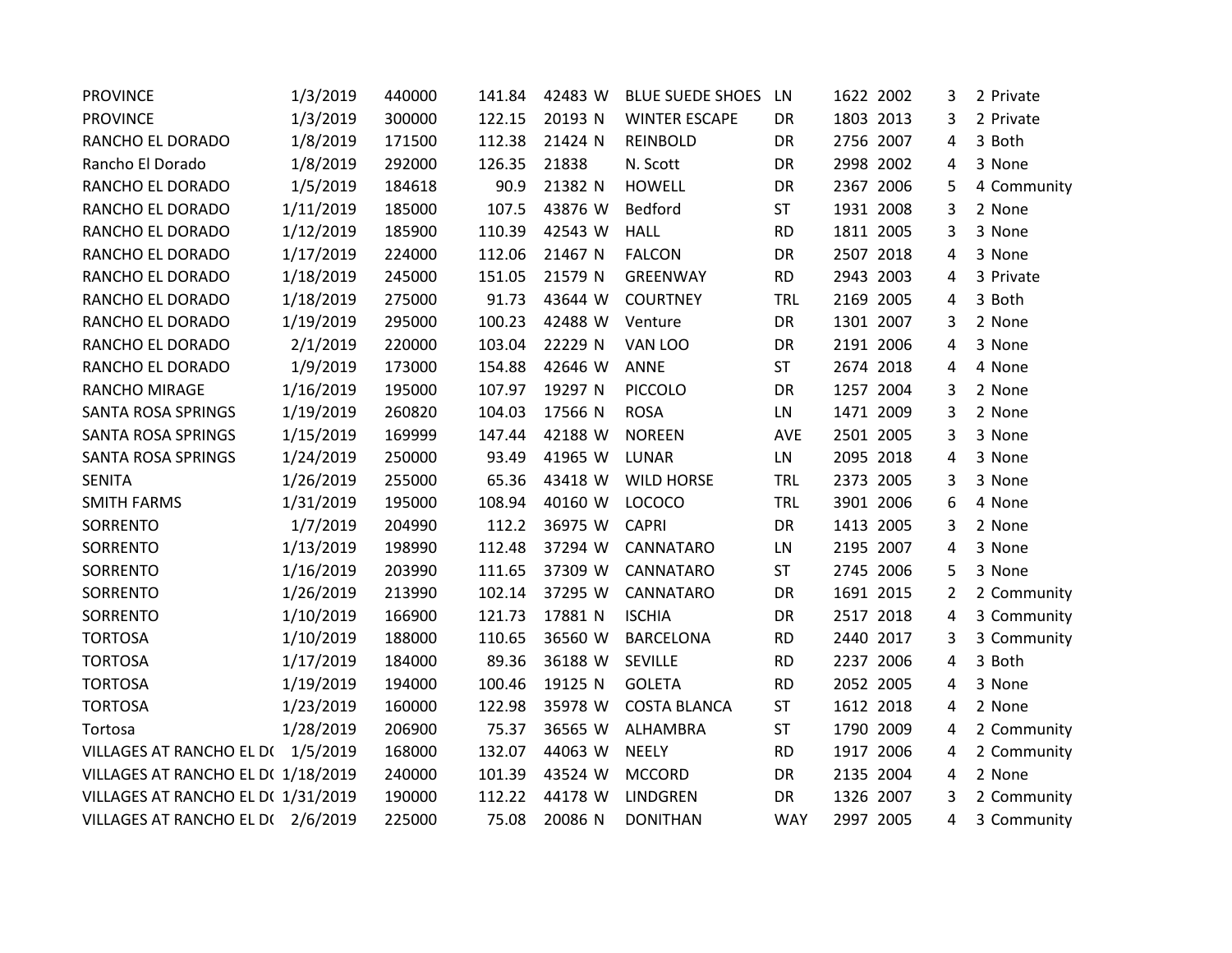| | | | | | | | | | | | | |
|---|---|---|---|---|---|---|---|---|---|---|---|---|
| PROVINCE | 1/3/2019 | 440000 | 141.84 | 42483 | W | BLUE SUEDE SHOES | LN | 1622 | 2002 | 3 | 2 | Private |
| PROVINCE | 1/3/2019 | 300000 | 122.15 | 20193 | N | WINTER ESCAPE | DR | 1803 | 2013 | 3 | 2 | Private |
| RANCHO EL DORADO | 1/8/2019 | 171500 | 112.38 | 21424 | N | REINBOLD | DR | 2756 | 2007 | 4 | 3 | Both |
| Rancho El Dorado | 1/8/2019 | 292000 | 126.35 | 21838 | | N. Scott | DR | 2998 | 2002 | 4 | 3 | None |
| RANCHO EL DORADO | 1/5/2019 | 184618 | 90.9 | 21382 | N | HOWELL | DR | 2367 | 2006 | 5 | 4 | Community |
| RANCHO EL DORADO | 1/11/2019 | 185000 | 107.5 | 43876 | W | Bedford | ST | 1931 | 2008 | 3 | 2 | None |
| RANCHO EL DORADO | 1/12/2019 | 185900 | 110.39 | 42543 | W | HALL | RD | 1811 | 2005 | 3 | 3 | None |
| RANCHO EL DORADO | 1/17/2019 | 224000 | 112.06 | 21467 | N | FALCON | DR | 2507 | 2018 | 4 | 3 | None |
| RANCHO EL DORADO | 1/18/2019 | 245000 | 151.05 | 21579 | N | GREENWAY | RD | 2943 | 2003 | 4 | 3 | Private |
| RANCHO EL DORADO | 1/18/2019 | 275000 | 91.73 | 43644 | W | COURTNEY | TRL | 2169 | 2005 | 4 | 3 | Both |
| RANCHO EL DORADO | 1/19/2019 | 295000 | 100.23 | 42488 | W | Venture | DR | 1301 | 2007 | 3 | 2 | None |
| RANCHO EL DORADO | 2/1/2019 | 220000 | 103.04 | 22229 | N | VAN LOO | DR | 2191 | 2006 | 4 | 3 | None |
| RANCHO EL DORADO | 1/9/2019 | 173000 | 154.88 | 42646 | W | ANNE | ST | 2674 | 2018 | 4 | 4 | None |
| RANCHO MIRAGE | 1/16/2019 | 195000 | 107.97 | 19297 | N | PICCOLO | DR | 1257 | 2004 | 3 | 2 | None |
| SANTA ROSA SPRINGS | 1/19/2019 | 260820 | 104.03 | 17566 | N | ROSA | LN | 1471 | 2009 | 3 | 2 | None |
| SANTA ROSA SPRINGS | 1/15/2019 | 169999 | 147.44 | 42188 | W | NOREEN | AVE | 2501 | 2005 | 3 | 3 | None |
| SANTA ROSA SPRINGS | 1/24/2019 | 250000 | 93.49 | 41965 | W | LUNAR | LN | 2095 | 2018 | 4 | 3 | None |
| SENITA | 1/26/2019 | 255000 | 65.36 | 43418 | W | WILD HORSE | TRL | 2373 | 2005 | 3 | 3 | None |
| SMITH FARMS | 1/31/2019 | 195000 | 108.94 | 40160 | W | LOCOCO | TRL | 3901 | 2006 | 6 | 4 | None |
| SORRENTO | 1/7/2019 | 204990 | 112.2 | 36975 | W | CAPRI | DR | 1413 | 2005 | 3 | 2 | None |
| SORRENTO | 1/13/2019 | 198990 | 112.48 | 37294 | W | CANNATARO | LN | 2195 | 2007 | 4 | 3 | None |
| SORRENTO | 1/16/2019 | 203990 | 111.65 | 37309 | W | CANNATARO | ST | 2745 | 2006 | 5 | 3 | None |
| SORRENTO | 1/26/2019 | 213990 | 102.14 | 37295 | W | CANNATARO | DR | 1691 | 2015 | 2 | 2 | Community |
| SORRENTO | 1/10/2019 | 166900 | 121.73 | 17881 | N | ISCHIA | DR | 2517 | 2018 | 4 | 3 | Community |
| TORTOSA | 1/10/2019 | 188000 | 110.65 | 36560 | W | BARCELONA | RD | 2440 | 2017 | 3 | 3 | Community |
| TORTOSA | 1/17/2019 | 184000 | 89.36 | 36188 | W | SEVILLE | RD | 2237 | 2006 | 4 | 3 | Both |
| TORTOSA | 1/19/2019 | 194000 | 100.46 | 19125 | N | GOLETA | RD | 2052 | 2005 | 4 | 3 | None |
| TORTOSA | 1/23/2019 | 160000 | 122.98 | 35978 | W | COSTA BLANCA | ST | 1612 | 2018 | 4 | 2 | None |
| Tortosa | 1/28/2019 | 206900 | 75.37 | 36565 | W | ALHAMBRA | ST | 1790 | 2009 | 4 | 2 | Community |
| VILLAGES AT RANCHO EL D( | 1/5/2019 | 168000 | 132.07 | 44063 | W | NEELY | RD | 1917 | 2006 | 4 | 2 | Community |
| VILLAGES AT RANCHO EL D( | 1/18/2019 | 240000 | 101.39 | 43524 | W | MCCORD | DR | 2135 | 2004 | 4 | 2 | None |
| VILLAGES AT RANCHO EL D( | 1/31/2019 | 190000 | 112.22 | 44178 | W | LINDGREN | DR | 1326 | 2007 | 3 | 2 | Community |
| VILLAGES AT RANCHO EL D( | 2/6/2019 | 225000 | 75.08 | 20086 | N | DONITHAN | WAY | 2997 | 2005 | 4 | 3 | Community |